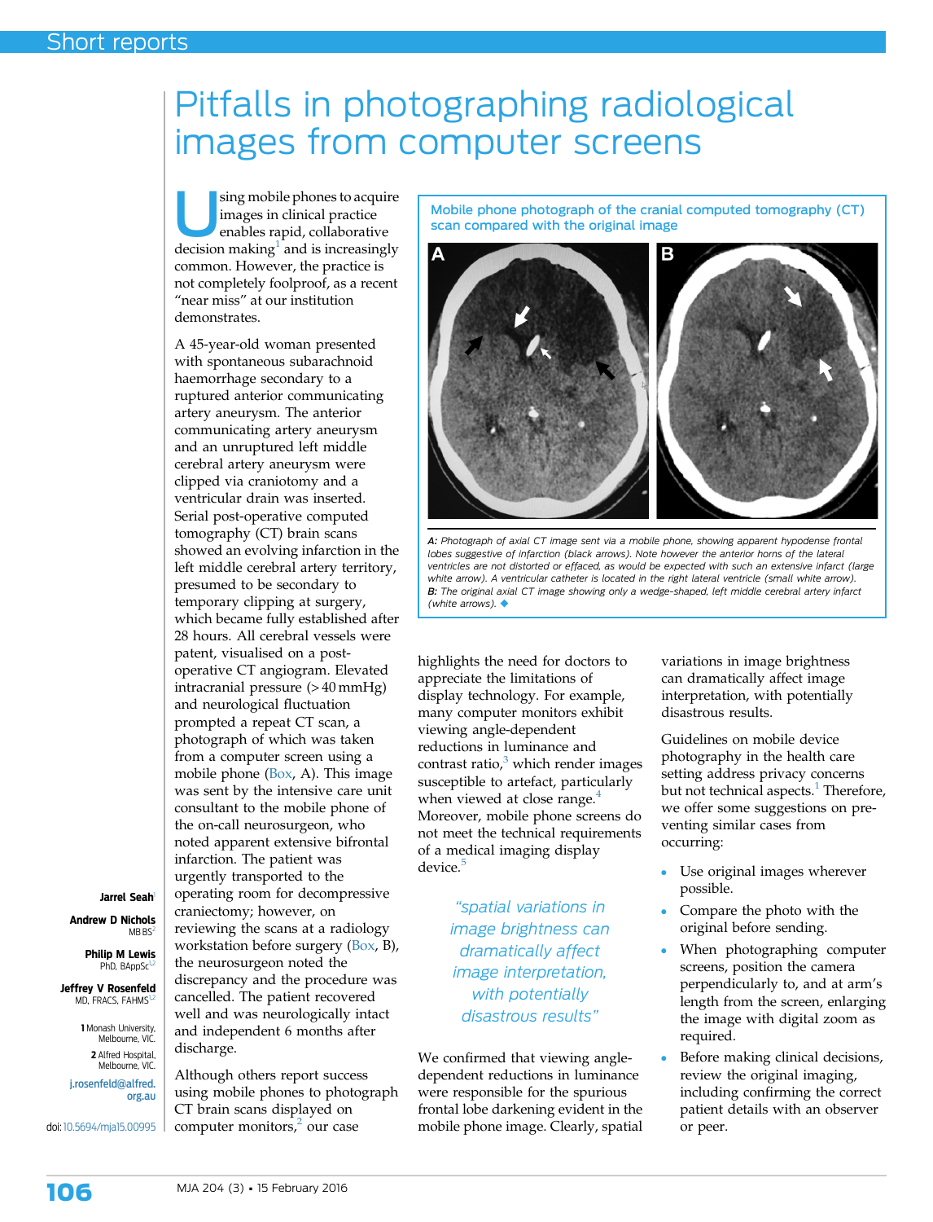# Pitfalls in photographing radiological images from computer screens

Jarrel Seah[1]

Andrew D Nichols, MB BS[2]

Philip M Lewis, PhD, BAppSc[1,2]

Jeffrey V Rosenfeld, MD, FRACS, FAHMS[1,2]

1 Monash University, Melbourne, VIC.
2 Alfred Hospital, Melbourne, VIC.

j.rosenfeld@alfred.org.au

doi: 10.5694/mja15.00995

Using mobile phones to acquire images in clinical practice enables rapid, collaborative decision making[1] and is increasingly common. However, the practice is not completely foolproof, as a recent "near miss" at our institution demonstrates.

A 45-year-old woman presented with spontaneous subarachnoid haemorrhage secondary to a ruptured anterior communicating artery aneurysm. The anterior communicating artery aneurysm and an unruptured left middle cerebral artery aneurysm were clipped via craniotomy and a ventricular drain was inserted. Serial post-operative computed tomography (CT) brain scans showed an evolving infarction in the left middle cerebral artery territory, presumed to be secondary to temporary clipping at surgery, which became fully established after 28 hours. All cerebral vessels were patent, visualised on a post-operative CT angiogram. Elevated intracranial pressure (> 40 mmHg) and neurological fluctuation prompted a repeat CT scan, a photograph of which was taken from a computer screen using a mobile phone (Box, A). This image was sent by the intensive care unit consultant to the mobile phone of the on-call neurosurgeon, who noted apparent extensive bifrontal infarction. The patient was urgently transported to the operating room for decompressive craniectomy; however, on reviewing the scans at a radiology workstation before surgery (Box, B), the neurosurgeon noted the discrepancy and the procedure was cancelled. The patient recovered well and was neurologically intact and independent 6 months after discharge.

Although others report success using mobile phones to photograph CT brain scans displayed on computer monitors,[2] our case highlights the need for doctors to appreciate the limitations of display technology. For example, many computer monitors exhibit viewing angle-dependent reductions in luminance and contrast ratio,[3] which render images susceptible to artefact, particularly when viewed at close range.[4] Moreover, mobile phone screens do not meet the technical requirements of a medical imaging display device.[5]

**Mobile phone photograph of the cranial computed tomography (CT) scan compared with the original image**

*A: Photograph of axial CT image sent via a mobile phone, showing apparent hypodense frontal lobes suggestive of infarction (black arrows). Note however the anterior horns of the lateral ventricles are not distorted or effaced, as would be expected with such an extensive infarct (large white arrow). A ventricular catheter is located in the right lateral ventricle (small white arrow).*
*B: The original axial CT image showing only a wedge-shaped, left middle cerebral artery infarct (white arrows).* ◆

> "spatial variations in image brightness can dramatically affect image interpretation, with potentially disastrous results"

We confirmed that viewing angle-dependent reductions in luminance were responsible for the spurious frontal lobe darkening evident in the mobile phone image. Clearly, spatial variations in image brightness can dramatically affect image interpretation, with potentially disastrous results.

Guidelines on mobile device photography in the health care setting address privacy concerns but not technical aspects.[1] Therefore, we offer some suggestions on preventing similar cases from occurring:

- Use original images wherever possible.
- Compare the photo with the original before sending.
- When photographing computer screens, position the camera perpendicularly to, and at arm's length from the screen, enlarging the image with digital zoom as required.
- Before making clinical decisions, review the original imaging, including confirming the correct patient details with an observer or peer.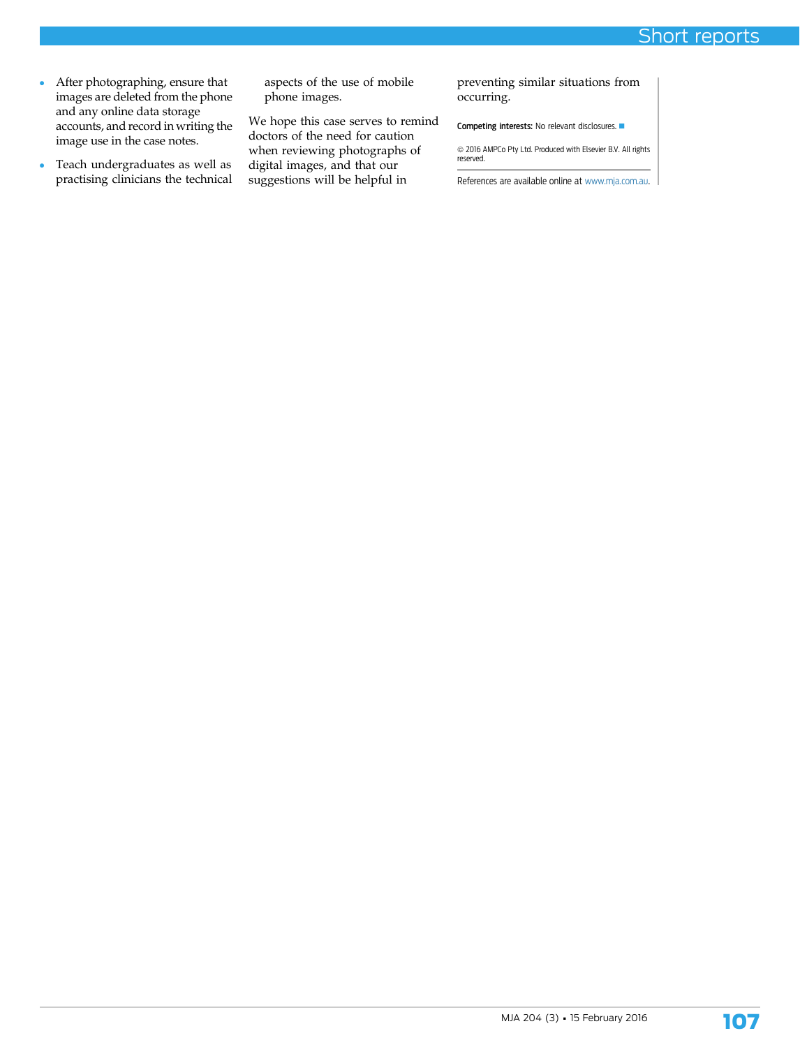- After photographing, ensure that images are deleted from the phone and any online data storage accounts, and record in writing the image use in the case notes.
- Teach undergraduates as well as practising clinicians the technical aspects of the use of mobile phone images.

We hope this case serves to remind doctors of the need for caution when reviewing photographs of digital images, and that our suggestions will be helpful in preventing similar situations from occurring.

**Competing interests:** No relevant disclosures. ■

© 2016 AMPCo Pty Ltd. Produced with Elsevier B.V. All rights reserved.

References are available online at www.mja.com.au.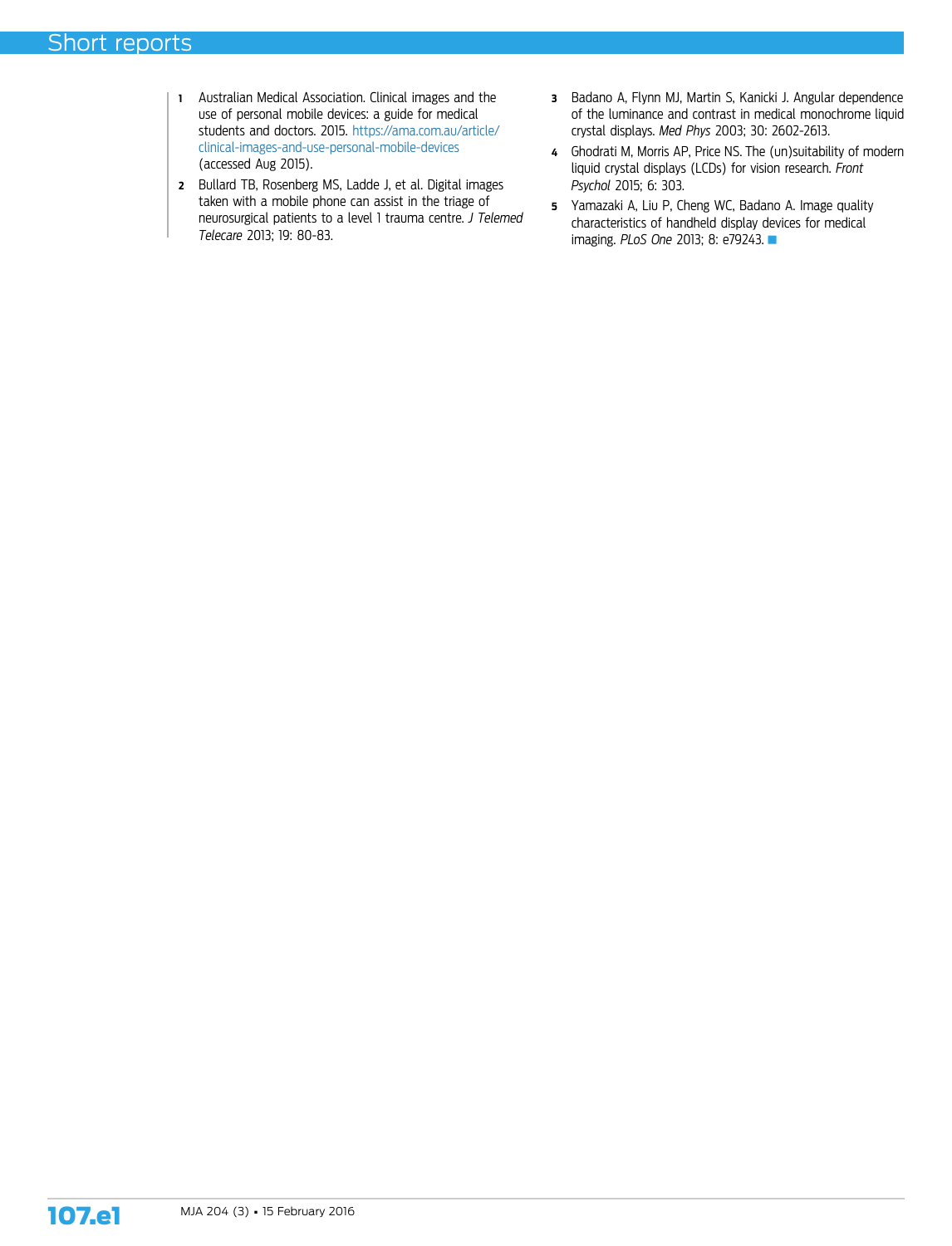1. Australian Medical Association. Clinical images and the use of personal mobile devices: a guide for medical students and doctors. 2015. https://ama.com.au/article/clinical-images-and-use-personal-mobile-devices (accessed Aug 2015).
2. Bullard TB, Rosenberg MS, Ladde J, et al. Digital images taken with a mobile phone can assist in the triage of neurosurgical patients to a level 1 trauma centre. *J Telemed Telecare* 2013; 19: 80-83.
3. Badano A, Flynn MJ, Martin S, Kanicki J. Angular dependence of the luminance and contrast in medical monochrome liquid crystal displays. *Med Phys* 2003; 30: 2602-2613.
4. Ghodrati M, Morris AP, Price NS. The (un)suitability of modern liquid crystal displays (LCDs) for vision research. *Front Psychol* 2015; 6: 303.
5. Yamazaki A, Liu P, Cheng WC, Badano A. Image quality characteristics of handheld display devices for medical imaging. *PLoS One* 2013; 8: e79243. ■